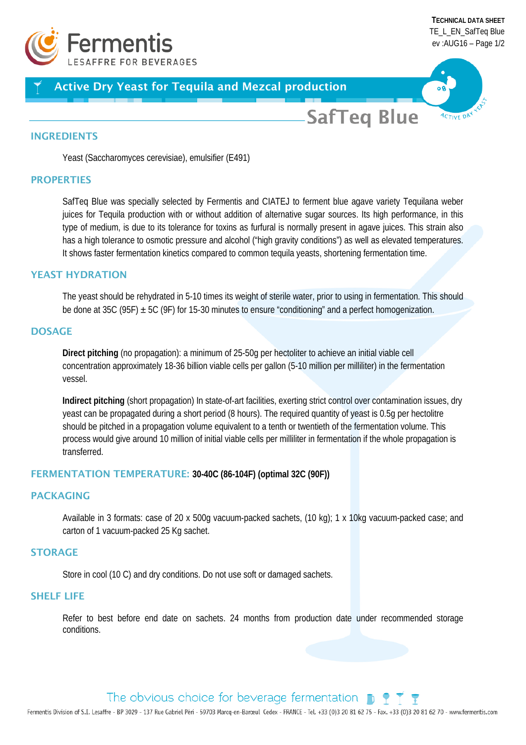**TECHNICAL DATA SHEET**
TE_L_EN_SafTeq Blue
ev :AUG16

# Active Dry Yeast for Tequila and Mezcal production

# SafTeq Blue

## INGREDIENTS

Yeast (Saccharomyces cerevisiae), emulsifier (E491)

## PROPERTIES

SafTeq Blue was specially selected by Fermentis and CIATEJ to ferment blue agave variety Tequilana weber juices for Tequila production with or without addition of alternative sugar sources. Its high performance, in this type of medium, is due to its tolerance for toxins as furfural is normally present in agave juices. This strain also has a high tolerance to osmotic pressure and alcohol ("high gravity conditions") as well as elevated temperatures. It shows faster fermentation kinetics compared to common tequila yeasts, shortening fermentation time.

## YEAST HYDRATION

The yeast should be rehydrated in 5-10 times its weight of sterile water, prior to using in fermentation. This should be done at 35C (95F) ± 5C (9F) for 15-30 minutes to ensure "conditioning" and a perfect homogenization.

## DOSAGE

**Direct pitching** (no propagation): a minimum of 25-50g per hectoliter to achieve an initial viable cell concentration approximately 18-36 billion viable cells per gallon (5-10 million per milliliter) in the fermentation vessel.

**Indirect pitching** (short propagation) In state-of-art facilities, exerting strict control over contamination issues, dry yeast can be propagated during a short period (8 hours). The required quantity of yeast is 0.5g per hectolitre should be pitched in a propagation volume equivalent to a tenth or twentieth of the fermentation volume. This process would give around 10 million of initial viable cells per milliliter in fermentation if the whole propagation is transferred.

## FERMENTATION TEMPERATURE: **30-40C (86-104F) (optimal 32C (90F))**

## PACKAGING

Available in 3 formats: case of 20 x 500g vacuum-packed sachets, (10 kg); 1 x 10kg vacuum-packed case; and carton of 1 vacuum-packed 25 Kg sachet.

## STORAGE

Store in cool (10 C) and dry conditions. Do not use soft or damaged sachets.

## SHELF LIFE

Refer to best before end date on sachets. 24 months from production date under recommended storage conditions.

The obvious choice for beverage fermentation

Fermentis Division of S.I. Lesaffre - BP 3029 - 137 Rue Gabriel Péri - 59703 Marcq-en-Barœul Cedex - FRANCE - Tel. +33 (0)3 20 81 62 75 - Fax. +33 (0)3 20 81 62 70 - www.fermentis.com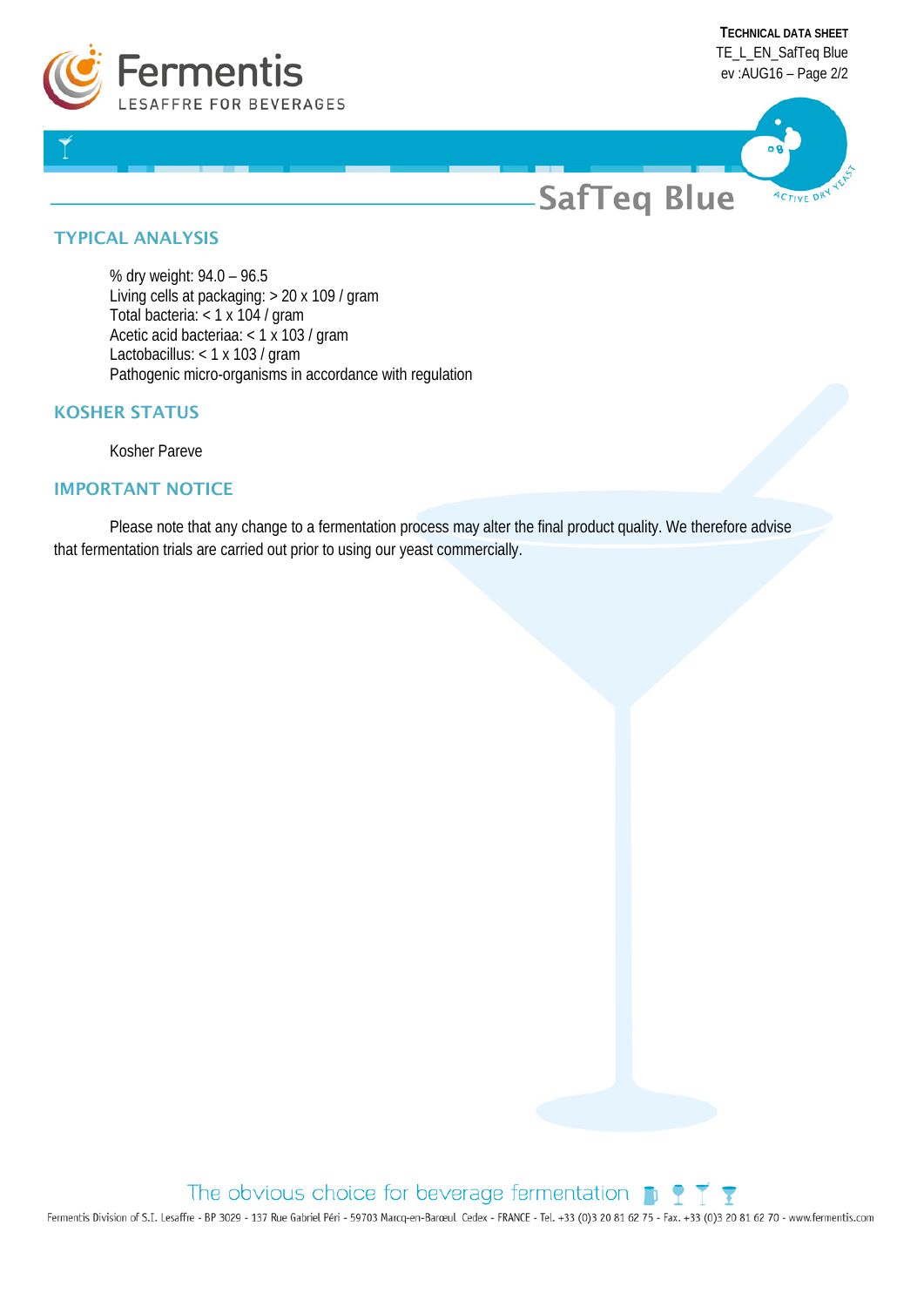## TYPICAL ANALYSIS

% dry weight: 94.0 – 96.5
Living cells at packaging: > 20 x 109 / gram
Total bacteria: < 1 x 104 / gram
Acetic acid bacteriaa: < 1 x 103 / gram
Lactobacillus: < 1 x 103 / gram
Pathogenic micro-organisms in accordance with regulation

## KOSHER STATUS

Kosher Pareve

## IMPORTANT NOTICE

Please note that any change to a fermentation process may alter the final product quality. We therefore advise that fermentation trials are carried out prior to using our yeast commercially.

The obvious choice for beverage fermentation

Fermentis Division of S.I. Lesaffre - BP 3029 - 137 Rue Gabriel Péri - 59703 Marcq-en-Barœul Cedex - FRANCE - Tel. +33 (0)3 20 81 62 75 - Fax. +33 (0)3 20 81 62 70 - www.fermentis.com